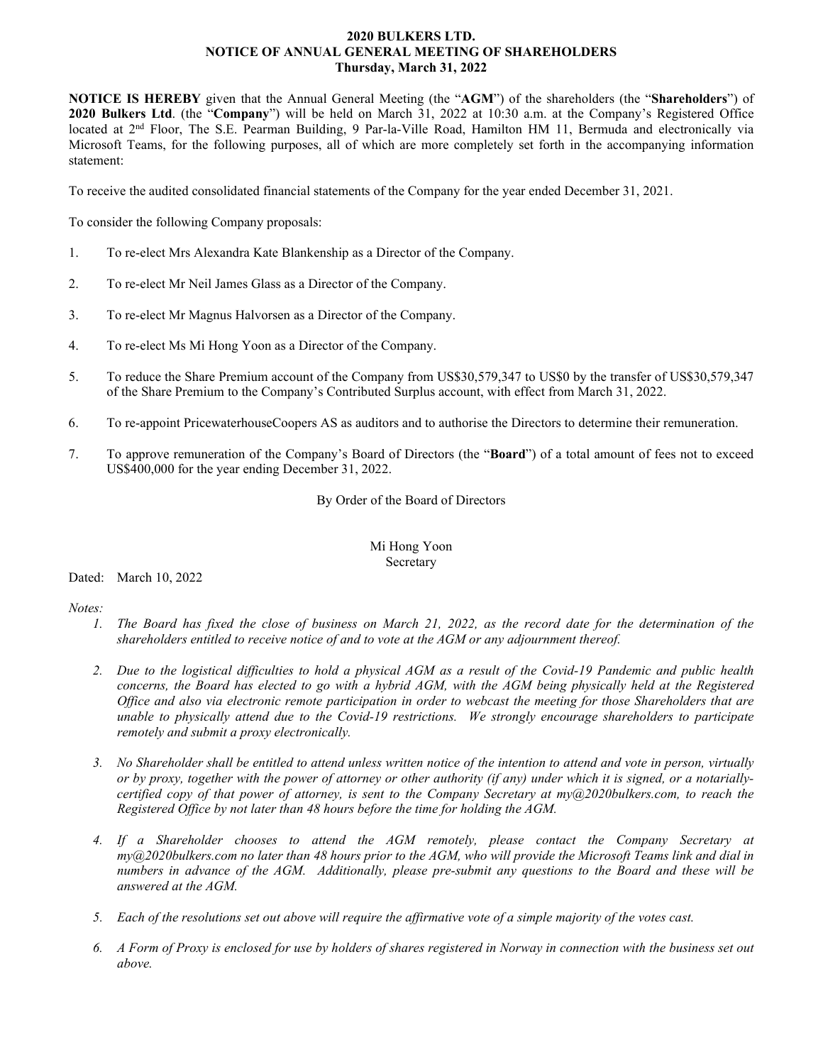# 2020 BULKERS LTD.
## NOTICE OF ANNUAL GENERAL MEETING OF SHAREHOLDERS
### Thursday, March 31, 2022

**NOTICE IS HEREBY** given that the Annual General Meeting (the "**AGM**") of the shareholders (the "**Shareholders**") of **2020 Bulkers Ltd**. (the "**Company**") will be held on March 31, 2022 at 10:30 a.m. at the Company's Registered Office located at 2nd Floor, The S.E. Pearman Building, 9 Par-la-Ville Road, Hamilton HM 11, Bermuda and electronically via Microsoft Teams, for the following purposes, all of which are more completely set forth in the accompanying information statement:

To receive the audited consolidated financial statements of the Company for the year ended December 31, 2021.

To consider the following Company proposals:

1. To re-elect Mrs Alexandra Kate Blankenship as a Director of the Company.

2. To re-elect Mr Neil James Glass as a Director of the Company.

3. To re-elect Mr Magnus Halvorsen as a Director of the Company.

4. To re-elect Ms Mi Hong Yoon as a Director of the Company.

5. To reduce the Share Premium account of the Company from US$30,579,347 to US$0 by the transfer of US$30,579,347 of the Share Premium to the Company's Contributed Surplus account, with effect from March 31, 2022.

6. To re-appoint PricewaterhouseCoopers AS as auditors and to authorise the Directors to determine their remuneration.

7. To approve remuneration of the Company's Board of Directors (the "**Board**") of a total amount of fees not to exceed US$400,000 for the year ending December 31, 2022.

By Order of the Board of Directors

Mi Hong Yoon
Secretary

Dated: March 10, 2022

*Notes:*

1. *The Board has fixed the close of business on March 21, 2022, as the record date for the determination of the shareholders entitled to receive notice of and to vote at the AGM or any adjournment thereof.*

2. *Due to the logistical difficulties to hold a physical AGM as a result of the Covid-19 Pandemic and public health concerns, the Board has elected to go with a hybrid AGM, with the AGM being physically held at the Registered Office and also via electronic remote participation in order to webcast the meeting for those Shareholders that are unable to physically attend due to the Covid-19 restrictions. We strongly encourage shareholders to participate remotely and submit a proxy electronically.*

3. *No Shareholder shall be entitled to attend unless written notice of the intention to attend and vote in person, virtually or by proxy, together with the power of attorney or other authority (if any) under which it is signed, or a notarially-certified copy of that power of attorney, is sent to the Company Secretary at my@2020bulkers.com, to reach the Registered Office by not later than 48 hours before the time for holding the AGM.*

4. *If a Shareholder chooses to attend the AGM remotely, please contact the Company Secretary at my@2020bulkers.com no later than 48 hours prior to the AGM, who will provide the Microsoft Teams link and dial in numbers in advance of the AGM. Additionally, please pre-submit any questions to the Board and these will be answered at the AGM.*

5. *Each of the resolutions set out above will require the affirmative vote of a simple majority of the votes cast.*

6. *A Form of Proxy is enclosed for use by holders of shares registered in Norway in connection with the business set out above.*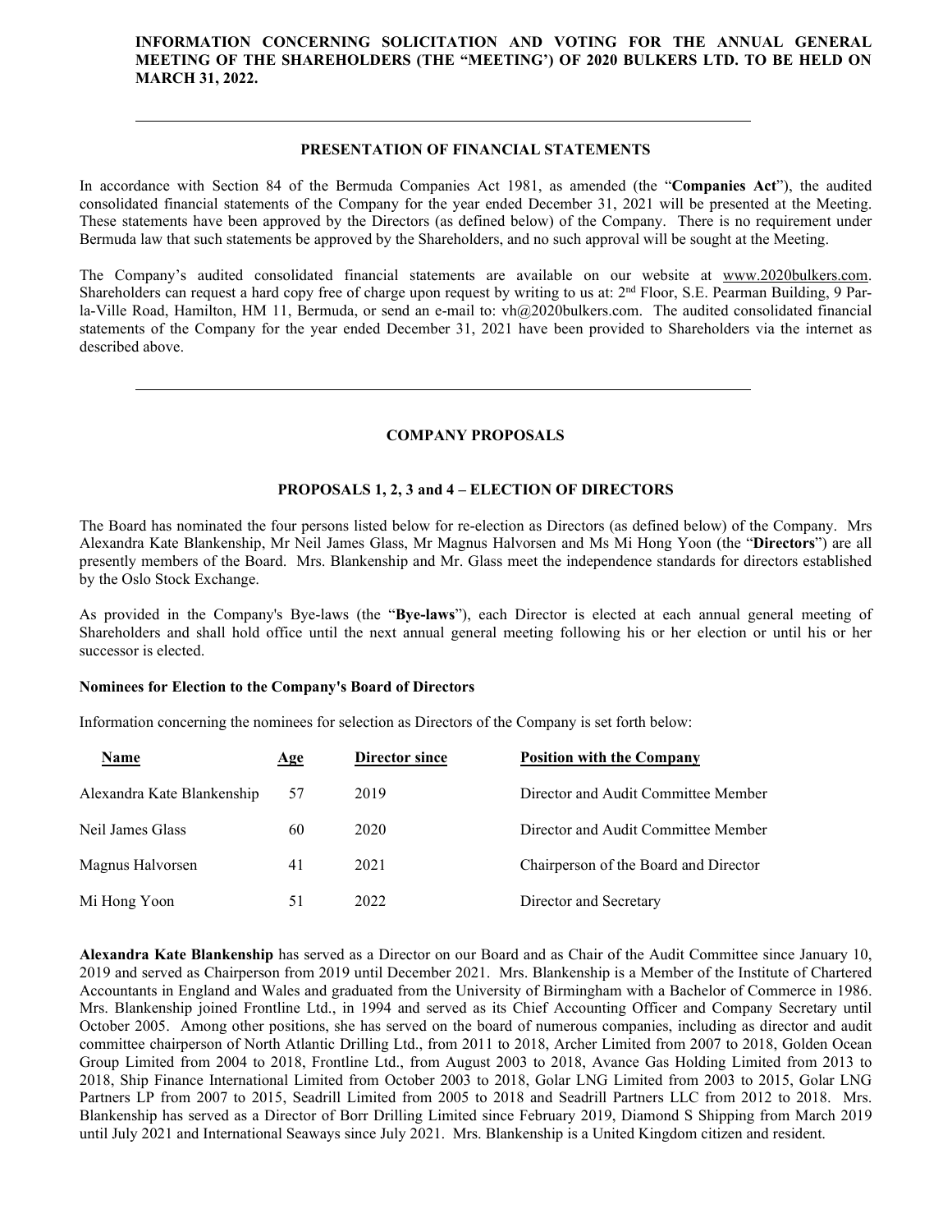**INFORMATION CONCERNING SOLICITATION AND VOTING FOR THE ANNUAL GENERAL MEETING OF THE SHAREHOLDERS (THE "MEETING') OF 2020 BULKERS LTD. TO BE HELD ON MARCH 31, 2022.**

---

## PRESENTATION OF FINANCIAL STATEMENTS

In accordance with Section 84 of the Bermuda Companies Act 1981, as amended (the "**Companies Act**"), the audited consolidated financial statements of the Company for the year ended December 31, 2021 will be presented at the Meeting. These statements have been approved by the Directors (as defined below) of the Company. There is no requirement under Bermuda law that such statements be approved by the Shareholders, and no such approval will be sought at the Meeting.

The Company's audited consolidated financial statements are available on our website at www.2020bulkers.com. Shareholders can request a hard copy free of charge upon request by writing to us at: 2nd Floor, S.E. Pearman Building, 9 Par-la-Ville Road, Hamilton, HM 11, Bermuda, or send an e-mail to: vh@2020bulkers.com. The audited consolidated financial statements of the Company for the year ended December 31, 2021 have been provided to Shareholders via the internet as described above.

---

## COMPANY PROPOSALS

### PROPOSALS 1, 2, 3 and 4 – ELECTION OF DIRECTORS

The Board has nominated the four persons listed below for re-election as Directors (as defined below) of the Company. Mrs Alexandra Kate Blankenship, Mr Neil James Glass, Mr Magnus Halvorsen and Ms Mi Hong Yoon (the "**Directors**") are all presently members of the Board. Mrs. Blankenship and Mr. Glass meet the independence standards for directors established by the Oslo Stock Exchange.

As provided in the Company's Bye-laws (the "**Bye-laws**"), each Director is elected at each annual general meeting of Shareholders and shall hold office until the next annual general meeting following his or her election or until his or her successor is elected.

**Nominees for Election to the Company's Board of Directors**

Information concerning the nominees for selection as Directors of the Company is set forth below:

| Name | Age | Director since | Position with the Company |
|---|---|---|---|
| Alexandra Kate Blankenship | 57 | 2019 | Director and Audit Committee Member |
| Neil James Glass | 60 | 2020 | Director and Audit Committee Member |
| Magnus Halvorsen | 41 | 2021 | Chairperson of the Board and Director |
| Mi Hong Yoon | 51 | 2022 | Director and Secretary |

**Alexandra Kate Blankenship** has served as a Director on our Board and as Chair of the Audit Committee since January 10, 2019 and served as Chairperson from 2019 until December 2021. Mrs. Blankenship is a Member of the Institute of Chartered Accountants in England and Wales and graduated from the University of Birmingham with a Bachelor of Commerce in 1986. Mrs. Blankenship joined Frontline Ltd., in 1994 and served as its Chief Accounting Officer and Company Secretary until October 2005. Among other positions, she has served on the board of numerous companies, including as director and audit committee chairperson of North Atlantic Drilling Ltd., from 2011 to 2018, Archer Limited from 2007 to 2018, Golden Ocean Group Limited from 2004 to 2018, Frontline Ltd., from August 2003 to 2018, Avance Gas Holding Limited from 2013 to 2018, Ship Finance International Limited from October 2003 to 2018, Golar LNG Limited from 2003 to 2015, Golar LNG Partners LP from 2007 to 2015, Seadrill Limited from 2005 to 2018 and Seadrill Partners LLC from 2012 to 2018. Mrs. Blankenship has served as a Director of Borr Drilling Limited since February 2019, Diamond S Shipping from March 2019 until July 2021 and International Seaways since July 2021. Mrs. Blankenship is a United Kingdom citizen and resident.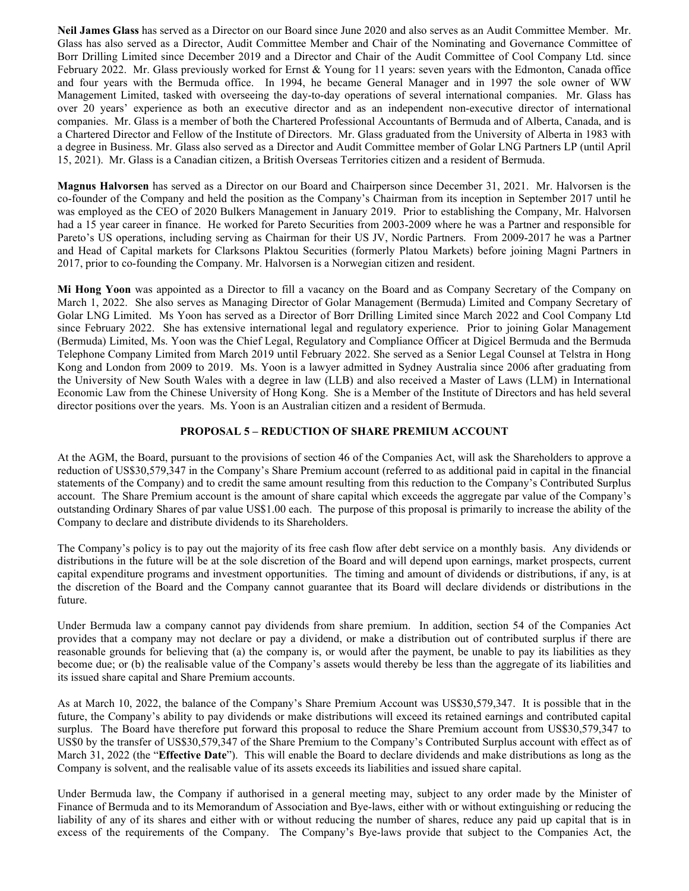**Neil James Glass** has served as a Director on our Board since June 2020 and also serves as an Audit Committee Member. Mr. Glass has also served as a Director, Audit Committee Member and Chair of the Nominating and Governance Committee of Borr Drilling Limited since December 2019 and a Director and Chair of the Audit Committee of Cool Company Ltd. since February 2022. Mr. Glass previously worked for Ernst & Young for 11 years: seven years with the Edmonton, Canada office and four years with the Bermuda office. In 1994, he became General Manager and in 1997 the sole owner of WW Management Limited, tasked with overseeing the day-to-day operations of several international companies. Mr. Glass has over 20 years' experience as both an executive director and as an independent non-executive director of international companies. Mr. Glass is a member of both the Chartered Professional Accountants of Bermuda and of Alberta, Canada, and is a Chartered Director and Fellow of the Institute of Directors. Mr. Glass graduated from the University of Alberta in 1983 with a degree in Business. Mr. Glass also served as a Director and Audit Committee member of Golar LNG Partners LP (until April 15, 2021). Mr. Glass is a Canadian citizen, a British Overseas Territories citizen and a resident of Bermuda.

**Magnus Halvorsen** has served as a Director on our Board and Chairperson since December 31, 2021. Mr. Halvorsen is the co-founder of the Company and held the position as the Company's Chairman from its inception in September 2017 until he was employed as the CEO of 2020 Bulkers Management in January 2019. Prior to establishing the Company, Mr. Halvorsen had a 15 year career in finance. He worked for Pareto Securities from 2003-2009 where he was a Partner and responsible for Pareto's US operations, including serving as Chairman for their US JV, Nordic Partners. From 2009-2017 he was a Partner and Head of Capital markets for Clarksons Plaktou Securities (formerly Platou Markets) before joining Magni Partners in 2017, prior to co-founding the Company. Mr. Halvorsen is a Norwegian citizen and resident.

**Mi Hong Yoon** was appointed as a Director to fill a vacancy on the Board and as Company Secretary of the Company on March 1, 2022. She also serves as Managing Director of Golar Management (Bermuda) Limited and Company Secretary of Golar LNG Limited. Ms Yoon has served as a Director of Borr Drilling Limited since March 2022 and Cool Company Ltd since February 2022. She has extensive international legal and regulatory experience. Prior to joining Golar Management (Bermuda) Limited, Ms. Yoon was the Chief Legal, Regulatory and Compliance Officer at Digicel Bermuda and the Bermuda Telephone Company Limited from March 2019 until February 2022. She served as a Senior Legal Counsel at Telstra in Hong Kong and London from 2009 to 2019. Ms. Yoon is a lawyer admitted in Sydney Australia since 2006 after graduating from the University of New South Wales with a degree in law (LLB) and also received a Master of Laws (LLM) in International Economic Law from the Chinese University of Hong Kong. She is a Member of the Institute of Directors and has held several director positions over the years. Ms. Yoon is an Australian citizen and a resident of Bermuda.

## PROPOSAL 5 – REDUCTION OF SHARE PREMIUM ACCOUNT

At the AGM, the Board, pursuant to the provisions of section 46 of the Companies Act, will ask the Shareholders to approve a reduction of US$30,579,347 in the Company's Share Premium account (referred to as additional paid in capital in the financial statements of the Company) and to credit the same amount resulting from this reduction to the Company's Contributed Surplus account. The Share Premium account is the amount of share capital which exceeds the aggregate par value of the Company's outstanding Ordinary Shares of par value US$1.00 each. The purpose of this proposal is primarily to increase the ability of the Company to declare and distribute dividends to its Shareholders.

The Company's policy is to pay out the majority of its free cash flow after debt service on a monthly basis. Any dividends or distributions in the future will be at the sole discretion of the Board and will depend upon earnings, market prospects, current capital expenditure programs and investment opportunities. The timing and amount of dividends or distributions, if any, is at the discretion of the Board and the Company cannot guarantee that its Board will declare dividends or distributions in the future.

Under Bermuda law a company cannot pay dividends from share premium. In addition, section 54 of the Companies Act provides that a company may not declare or pay a dividend, or make a distribution out of contributed surplus if there are reasonable grounds for believing that (a) the company is, or would after the payment, be unable to pay its liabilities as they become due; or (b) the realisable value of the Company's assets would thereby be less than the aggregate of its liabilities and its issued share capital and Share Premium accounts.

As at March 10, 2022, the balance of the Company's Share Premium Account was US$30,579,347. It is possible that in the future, the Company's ability to pay dividends or make distributions will exceed its retained earnings and contributed capital surplus. The Board have therefore put forward this proposal to reduce the Share Premium account from US$30,579,347 to US$0 by the transfer of US$30,579,347 of the Share Premium to the Company's Contributed Surplus account with effect as of March 31, 2022 (the "**Effective Date**"). This will enable the Board to declare dividends and make distributions as long as the Company is solvent, and the realisable value of its assets exceeds its liabilities and issued share capital.

Under Bermuda law, the Company if authorised in a general meeting may, subject to any order made by the Minister of Finance of Bermuda and to its Memorandum of Association and Bye-laws, either with or without extinguishing or reducing the liability of any of its shares and either with or without reducing the number of shares, reduce any paid up capital that is in excess of the requirements of the Company. The Company's Bye-laws provide that subject to the Companies Act, the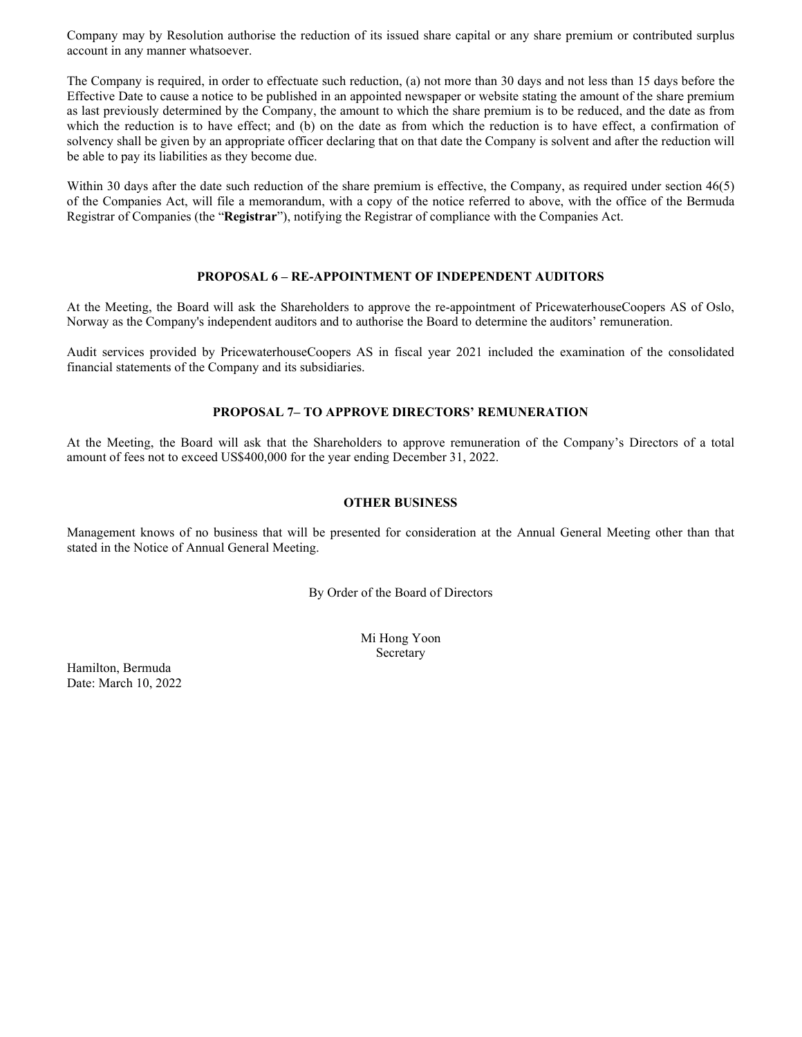Company may by Resolution authorise the reduction of its issued share capital or any share premium or contributed surplus account in any manner whatsoever.

The Company is required, in order to effectuate such reduction, (a) not more than 30 days and not less than 15 days before the Effective Date to cause a notice to be published in an appointed newspaper or website stating the amount of the share premium as last previously determined by the Company, the amount to which the share premium is to be reduced, and the date as from which the reduction is to have effect; and (b) on the date as from which the reduction is to have effect, a confirmation of solvency shall be given by an appropriate officer declaring that on that date the Company is solvent and after the reduction will be able to pay its liabilities as they become due.

Within 30 days after the date such reduction of the share premium is effective, the Company, as required under section 46(5) of the Companies Act, will file a memorandum, with a copy of the notice referred to above, with the office of the Bermuda Registrar of Companies (the "**Registrar**"), notifying the Registrar of compliance with the Companies Act.

## PROPOSAL 6 – RE-APPOINTMENT OF INDEPENDENT AUDITORS

At the Meeting, the Board will ask the Shareholders to approve the re-appointment of PricewaterhouseCoopers AS of Oslo, Norway as the Company's independent auditors and to authorise the Board to determine the auditors' remuneration.

Audit services provided by PricewaterhouseCoopers AS in fiscal year 2021 included the examination of the consolidated financial statements of the Company and its subsidiaries.

## PROPOSAL 7– TO APPROVE DIRECTORS' REMUNERATION

At the Meeting, the Board will ask that the Shareholders to approve remuneration of the Company's Directors of a total amount of fees not to exceed US$400,000 for the year ending December 31, 2022.

## OTHER BUSINESS

Management knows of no business that will be presented for consideration at the Annual General Meeting other than that stated in the Notice of Annual General Meeting.

By Order of the Board of Directors

Mi Hong Yoon
Secretary

Hamilton, Bermuda
Date: March 10, 2022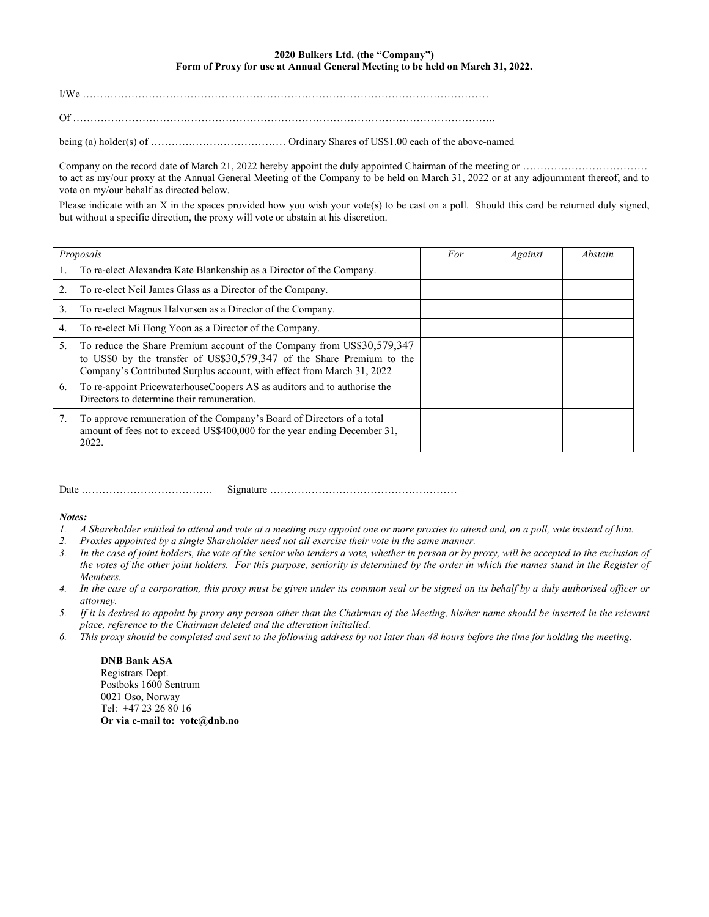**2020 Bulkers Ltd. (the "Company")**
**Form of Proxy for use at Annual General Meeting to be held on March 31, 2022.**

I/We …………………………………………………………………………………………………………

Of ……………………………………………………………………………………………………………..

being (a) holder(s) of ………………………………… Ordinary Shares of US$1.00 each of the above-named

Company on the record date of March 21, 2022 hereby appoint the duly appointed Chairman of the meeting or ……………………………… to act as my/our proxy at the Annual General Meeting of the Company to be held on March 31, 2022 or at any adjournment thereof, and to vote on my/our behalf as directed below.

Please indicate with an X in the spaces provided how you wish your vote(s) to be cast on a poll. Should this card be returned duly signed, but without a specific direction, the proxy will vote or abstain at his discretion.

| *Proposals* | *For* | *Against* | *Abstain* |
|---|---|---|---|
| 1. To re-elect Alexandra Kate Blankenship as a Director of the Company. | | | |
| 2. To re-elect Neil James Glass as a Director of the Company. | | | |
| 3. To re-elect Magnus Halvorsen as a Director of the Company. | | | |
| 4. To re-elect Mi Hong Yoon as a Director of the Company. | | | |
| 5. To reduce the Share Premium account of the Company from US$30,579,347 to US$0 by the transfer of US$30,579,347 of the Share Premium to the Company's Contributed Surplus account, with effect from March 31, 2022 | | | |
| 6. To re-appoint PricewaterhouseCoopers AS as auditors and to authorise the Directors to determine their remuneration. | | | |
| 7. To approve remuneration of the Company's Board of Directors of a total amount of fees not to exceed US$400,000 for the year ending December 31, 2022. | | | |

Date ……………………………….. Signature ………………………………………………

***Notes:***

1. *A Shareholder entitled to attend and vote at a meeting may appoint one or more proxies to attend and, on a poll, vote instead of him.*
2. *Proxies appointed by a single Shareholder need not all exercise their vote in the same manner.*
3. *In the case of joint holders, the vote of the senior who tenders a vote, whether in person or by proxy, will be accepted to the exclusion of the votes of the other joint holders. For this purpose, seniority is determined by the order in which the names stand in the Register of Members.*
4. *In the case of a corporation, this proxy must be given under its common seal or be signed on its behalf by a duly authorised officer or attorney.*
5. *If it is desired to appoint by proxy any person other than the Chairman of the Meeting, his/her name should be inserted in the relevant place, reference to the Chairman deleted and the alteration initialled.*
6. *This proxy should be completed and sent to the following address by not later than 48 hours before the time for holding the meeting.*

**DNB Bank ASA**
Registrars Dept.
Postboks 1600 Sentrum
0021 Oso, Norway
Tel: +47 23 26 80 16
**Or via e-mail to: vote@dnb.no**